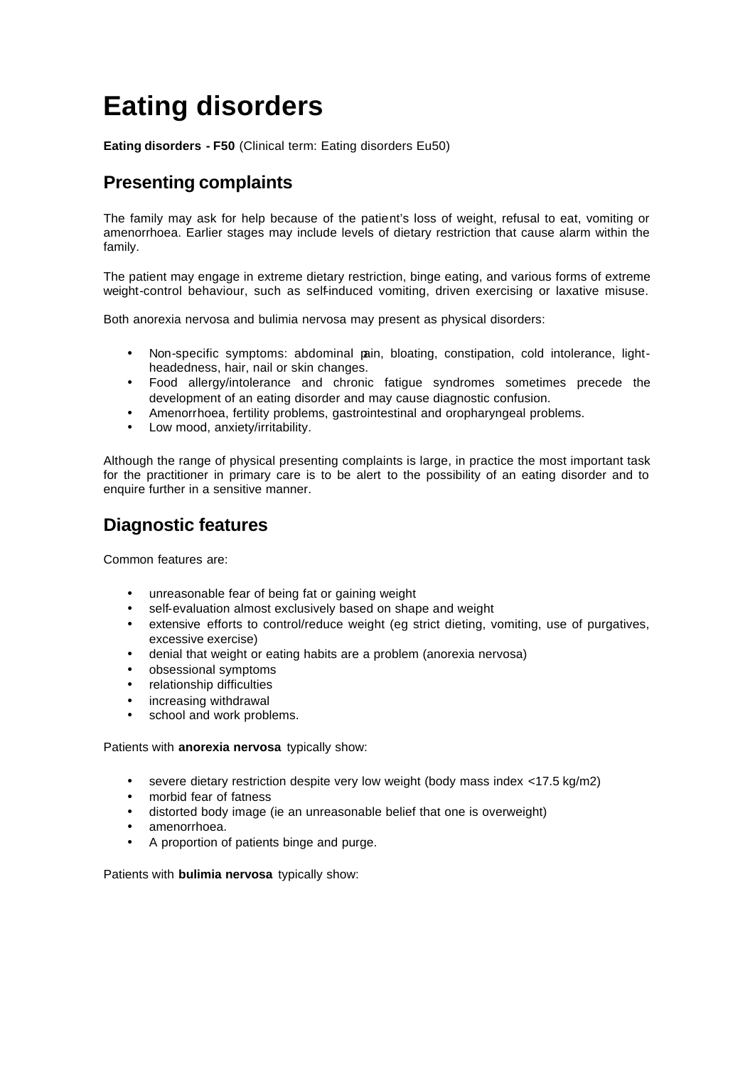# Eating disorders

**Eating disorders - F50** (Clinical term: Eating disorders Eu50)

## Presenting complaints

The family may ask for help because of the patient's loss of weight, refusal to eat, vomiting or amenorrhoea. Earlier stages may include levels of dietary restriction that cause alarm within the family.

The patient may engage in extreme dietary restriction, binge eating, and various forms of extreme weight-control behaviour, such as self-induced vomiting, driven exercising or laxative misuse.

Both anorexia nervosa and bulimia nervosa may present as physical disorders:

- Non-specific symptoms: abdominal pain, bloating, constipation, cold intolerance, light-headedness, hair, nail or skin changes.
- Food allergy/intolerance and chronic fatigue syndromes sometimes precede the development of an eating disorder and may cause diagnostic confusion.
- Amenorrhoea, fertility problems, gastrointestinal and oropharyngeal problems.
- Low mood, anxiety/irritability.

Although the range of physical presenting complaints is large, in practice the most important task for the practitioner in primary care is to be alert to the possibility of an eating disorder and to enquire further in a sensitive manner.

## Diagnostic features

Common features are:

- unreasonable fear of being fat or gaining weight
- self-evaluation almost exclusively based on shape and weight
- extensive efforts to control/reduce weight (eg strict dieting, vomiting, use of purgatives, excessive exercise)
- denial that weight or eating habits are a problem (anorexia nervosa)
- obsessional symptoms
- relationship difficulties
- increasing withdrawal
- school and work problems.

Patients with **anorexia nervosa** typically show:

- severe dietary restriction despite very low weight (body mass index <17.5 kg/m2)
- morbid fear of fatness
- distorted body image (ie an unreasonable belief that one is overweight)
- amenorrhoea.
- A proportion of patients binge and purge.

Patients with **bulimia nervosa** typically show: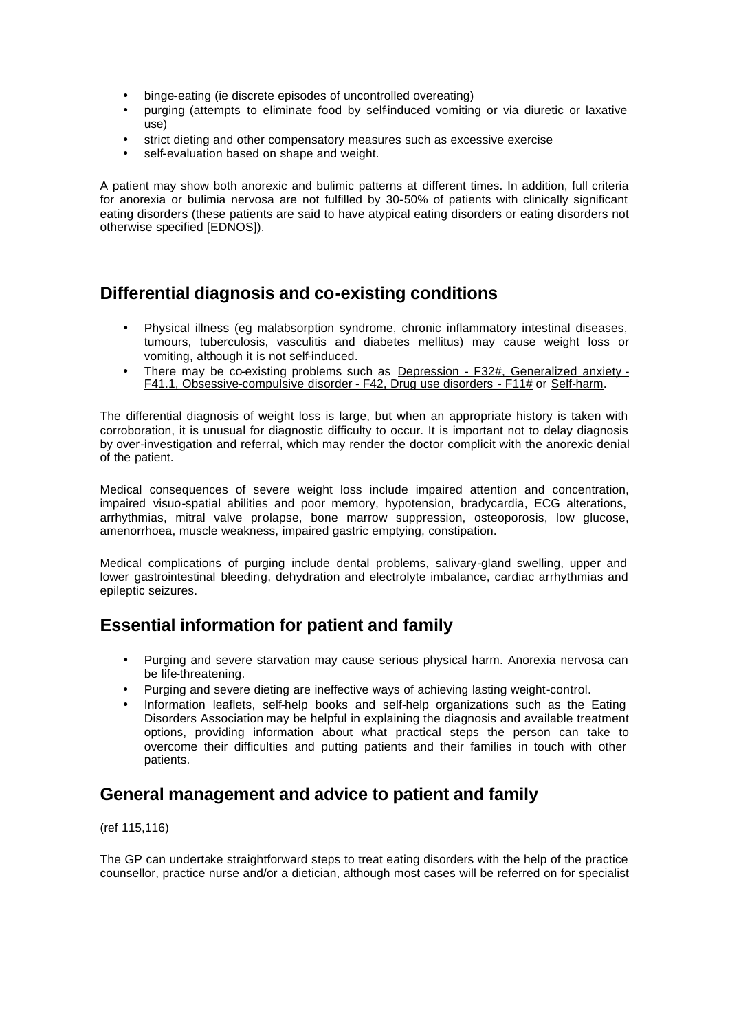- binge-eating (ie discrete episodes of uncontrolled overeating)
- purging (attempts to eliminate food by self-induced vomiting or via diuretic or laxative use)
- strict dieting and other compensatory measures such as excessive exercise
- self-evaluation based on shape and weight.

A patient may show both anorexic and bulimic patterns at different times. In addition, full criteria for anorexia or bulimia nervosa are not fulfilled by 30-50% of patients with clinically significant eating disorders (these patients are said to have atypical eating disorders or eating disorders not otherwise specified [EDNOS]).

## Differential diagnosis and co-existing conditions

- Physical illness (eg malabsorption syndrome, chronic inflammatory intestinal diseases, tumours, tuberculosis, vasculitis and diabetes mellitus) may cause weight loss or vomiting, although it is not self-induced.
- There may be co-existing problems such as Depression - F32#, Generalized anxiety - F41.1, Obsessive-compulsive disorder - F42, Drug use disorders - F11# or Self-harm.

The differential diagnosis of weight loss is large, but when an appropriate history is taken with corroboration, it is unusual for diagnostic difficulty to occur. It is important not to delay diagnosis by over-investigation and referral, which may render the doctor complicit with the anorexic denial of the patient.

Medical consequences of severe weight loss include impaired attention and concentration, impaired visuo-spatial abilities and poor memory, hypotension, bradycardia, ECG alterations, arrhythmias, mitral valve prolapse, bone marrow suppression, osteoporosis, low glucose, amenorrhoea, muscle weakness, impaired gastric emptying, constipation.

Medical complications of purging include dental problems, salivary-gland swelling, upper and lower gastrointestinal bleeding, dehydration and electrolyte imbalance, cardiac arrhythmias and epileptic seizures.

## Essential information for patient and family

- Purging and severe starvation may cause serious physical harm. Anorexia nervosa can be life-threatening.
- Purging and severe dieting are ineffective ways of achieving lasting weight-control.
- Information leaflets, self-help books and self-help organizations such as the Eating Disorders Association may be helpful in explaining the diagnosis and available treatment options, providing information about what practical steps the person can take to overcome their difficulties and putting patients and their families in touch with other patients.

## General management and advice to patient and family

(ref 115,116)

The GP can undertake straightforward steps to treat eating disorders with the help of the practice counsellor, practice nurse and/or a dietician, although most cases will be referred on for specialist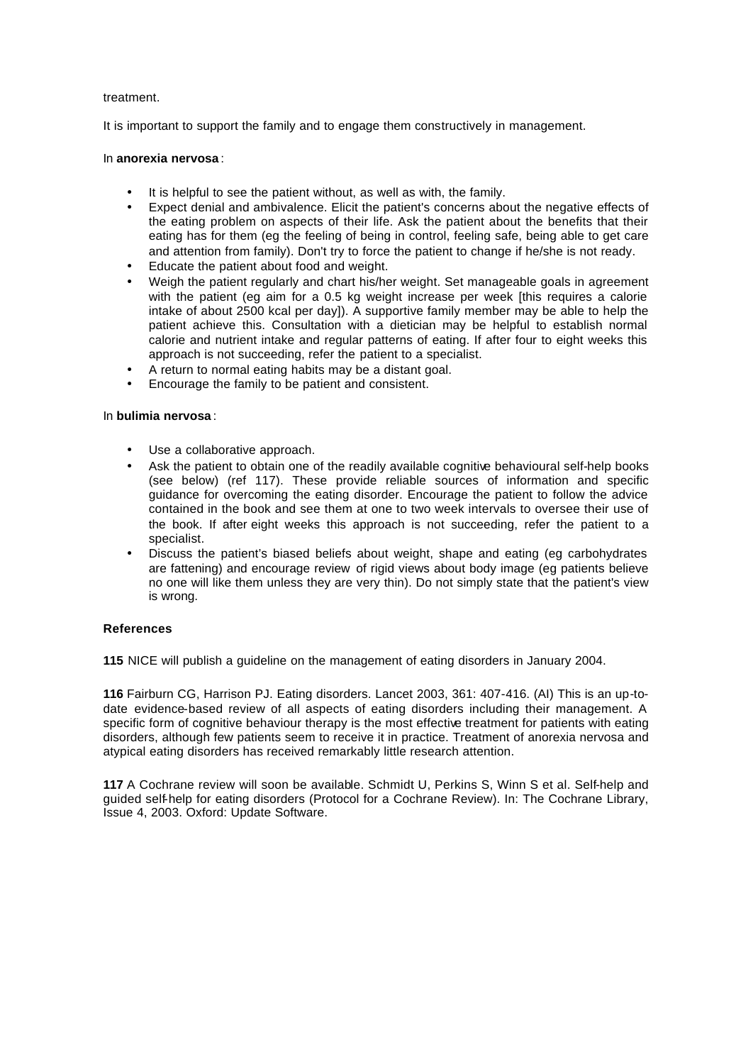treatment.

It is important to support the family and to engage them constructively in management.

In **anorexia nervosa**:

- It is helpful to see the patient without, as well as with, the family.
- Expect denial and ambivalence. Elicit the patient's concerns about the negative effects of the eating problem on aspects of their life. Ask the patient about the benefits that their eating has for them (eg the feeling of being in control, feeling safe, being able to get care and attention from family). Don't try to force the patient to change if he/she is not ready.
- Educate the patient about food and weight.
- Weigh the patient regularly and chart his/her weight. Set manageable goals in agreement with the patient (eg aim for a 0.5 kg weight increase per week [this requires a calorie intake of about 2500 kcal per day]). A supportive family member may be able to help the patient achieve this. Consultation with a dietician may be helpful to establish normal calorie and nutrient intake and regular patterns of eating. If after four to eight weeks this approach is not succeeding, refer the patient to a specialist.
- A return to normal eating habits may be a distant goal.
- Encourage the family to be patient and consistent.

In **bulimia nervosa**:

- Use a collaborative approach.
- Ask the patient to obtain one of the readily available cognitive behavioural self-help books (see below) (ref 117). These provide reliable sources of information and specific guidance for overcoming the eating disorder. Encourage the patient to follow the advice contained in the book and see them at one to two week intervals to oversee their use of the book. If after eight weeks this approach is not succeeding, refer the patient to a specialist.
- Discuss the patient's biased beliefs about weight, shape and eating (eg carbohydrates are fattening) and encourage review of rigid views about body image (eg patients believe no one will like them unless they are very thin). Do not simply state that the patient's view is wrong.

#### References

**115** NICE will publish a guideline on the management of eating disorders in January 2004.

**116** Fairburn CG, Harrison PJ. Eating disorders. Lancet 2003, 361: 407-416. (AI) This is an up-to-date evidence-based review of all aspects of eating disorders including their management. A specific form of cognitive behaviour therapy is the most effective treatment for patients with eating disorders, although few patients seem to receive it in practice. Treatment of anorexia nervosa and atypical eating disorders has received remarkably little research attention.

**117** A Cochrane review will soon be available. Schmidt U, Perkins S, Winn S et al. Self-help and guided self-help for eating disorders (Protocol for a Cochrane Review). In: The Cochrane Library, Issue 4, 2003. Oxford: Update Software.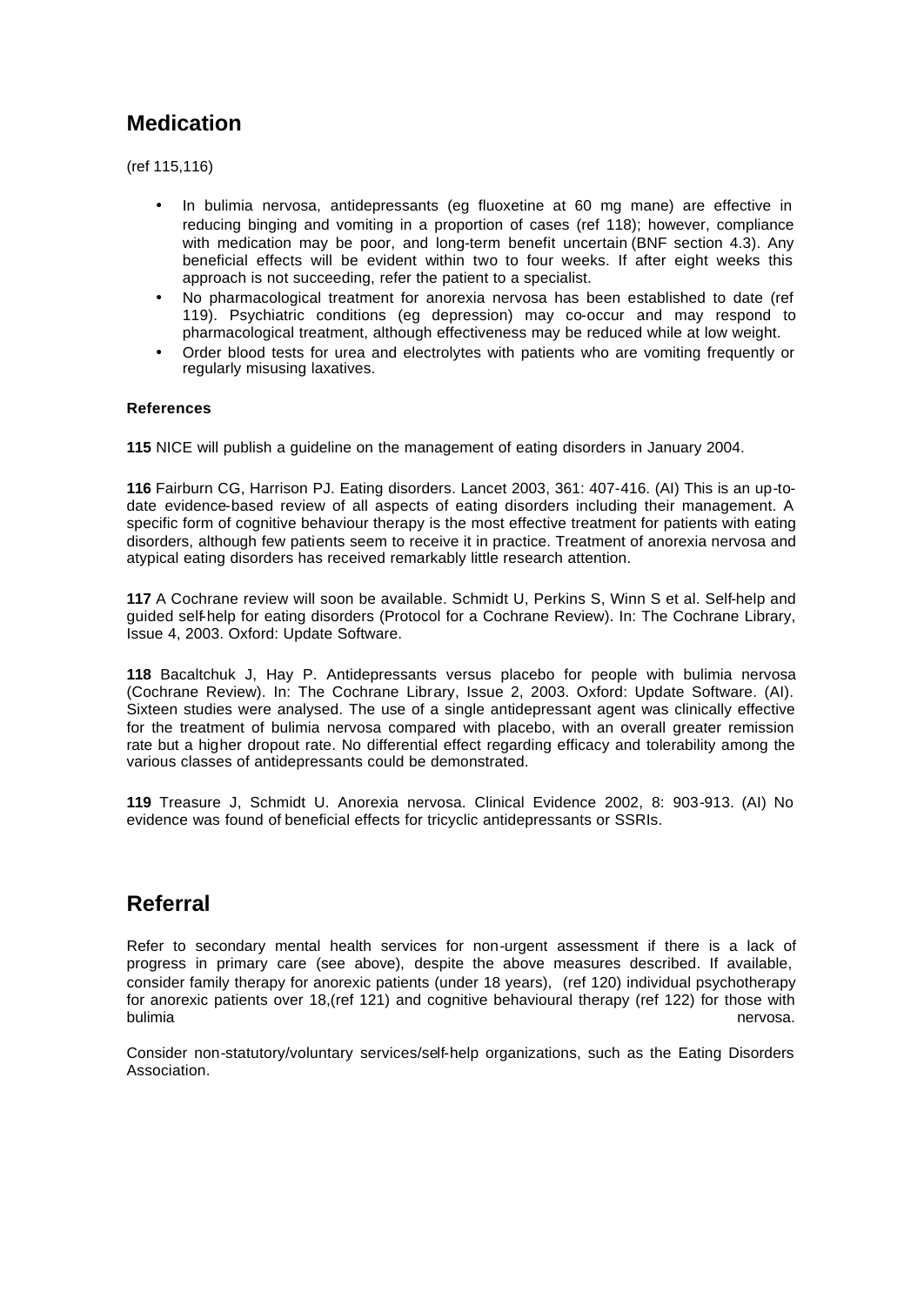## Medication

(ref 115,116)

- In bulimia nervosa, antidepressants (eg fluoxetine at 60 mg mane) are effective in reducing binging and vomiting in a proportion of cases (ref 118); however, compliance with medication may be poor, and long-term benefit uncertain (BNF section 4.3). Any beneficial effects will be evident within two to four weeks. If after eight weeks this approach is not succeeding, refer the patient to a specialist.
- No pharmacological treatment for anorexia nervosa has been established to date (ref 119). Psychiatric conditions (eg depression) may co-occur and may respond to pharmacological treatment, although effectiveness may be reduced while at low weight.
- Order blood tests for urea and electrolytes with patients who are vomiting frequently or regularly misusing laxatives.

#### References

**115** NICE will publish a guideline on the management of eating disorders in January 2004.

**116** Fairburn CG, Harrison PJ. Eating disorders. Lancet 2003, 361: 407-416. (AI) This is an up-to-date evidence-based review of all aspects of eating disorders including their management. A specific form of cognitive behaviour therapy is the most effective treatment for patients with eating disorders, although few patients seem to receive it in practice. Treatment of anorexia nervosa and atypical eating disorders has received remarkably little research attention.

**117** A Cochrane review will soon be available. Schmidt U, Perkins S, Winn S et al. Self-help and guided self-help for eating disorders (Protocol for a Cochrane Review). In: The Cochrane Library, Issue 4, 2003. Oxford: Update Software.

**118** Bacaltchuk J, Hay P. Antidepressants versus placebo for people with bulimia nervosa (Cochrane Review). In: The Cochrane Library, Issue 2, 2003. Oxford: Update Software. (AI). Sixteen studies were analysed. The use of a single antidepressant agent was clinically effective for the treatment of bulimia nervosa compared with placebo, with an overall greater remission rate but a higher dropout rate. No differential effect regarding efficacy and tolerability among the various classes of antidepressants could be demonstrated.

**119** Treasure J, Schmidt U. Anorexia nervosa. Clinical Evidence 2002, 8: 903-913. (AI) No evidence was found of beneficial effects for tricyclic antidepressants or SSRIs.

## Referral

Refer to secondary mental health services for non-urgent assessment if there is a lack of progress in primary care (see above), despite the above measures described. If available, consider family therapy for anorexic patients (under 18 years), (ref 120) individual psychotherapy for anorexic patients over 18,(ref 121) and cognitive behavioural therapy (ref 122) for those with bulimia nervosa.

Consider non-statutory/voluntary services/self-help organizations, such as the Eating Disorders Association.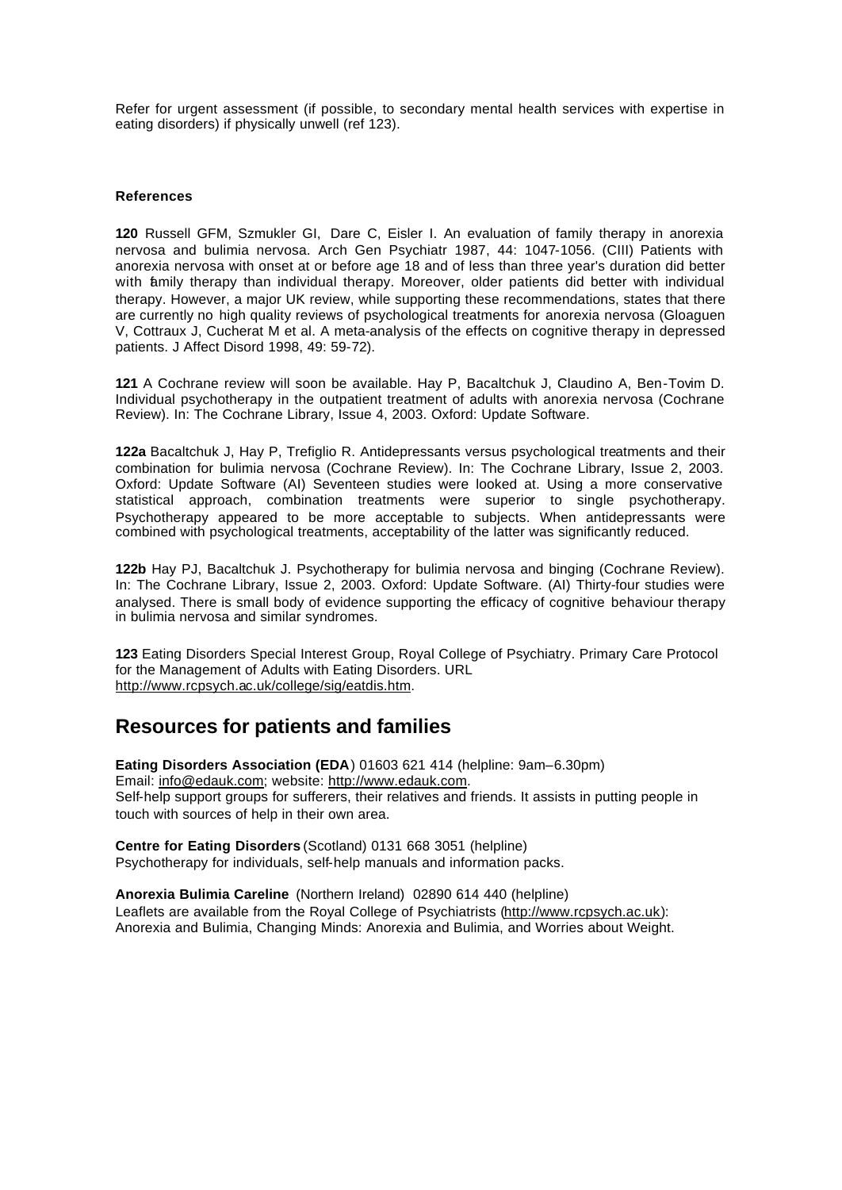Refer for urgent assessment (if possible, to secondary mental health services with expertise in eating disorders) if physically unwell (ref 123).

**References**

**120** Russell GFM, Szmukler GI, Dare C, Eisler I. An evaluation of family therapy in anorexia nervosa and bulimia nervosa. Arch Gen Psychiatr 1987, 44: 1047-1056. (CIII) Patients with anorexia nervosa with onset at or before age 18 and of less than three year's duration did better with family therapy than individual therapy. Moreover, older patients did better with individual therapy. However, a major UK review, while supporting these recommendations, states that there are currently no high quality reviews of psychological treatments for anorexia nervosa (Gloaguen V, Cottraux J, Cucherat M et al. A meta-analysis of the effects on cognitive therapy in depressed patients. J Affect Disord 1998, 49: 59-72).

**121** A Cochrane review will soon be available. Hay P, Bacaltchuk J, Claudino A, Ben-Tovim D. Individual psychotherapy in the outpatient treatment of adults with anorexia nervosa (Cochrane Review). In: The Cochrane Library, Issue 4, 2003. Oxford: Update Software.

**122a** Bacaltchuk J, Hay P, Trefiglio R. Antidepressants versus psychological treatments and their combination for bulimia nervosa (Cochrane Review). In: The Cochrane Library, Issue 2, 2003. Oxford: Update Software (AI) Seventeen studies were looked at. Using a more conservative statistical approach, combination treatments were superior to single psychotherapy. Psychotherapy appeared to be more acceptable to subjects. When antidepressants were combined with psychological treatments, acceptability of the latter was significantly reduced.

**122b** Hay PJ, Bacaltchuk J. Psychotherapy for bulimia nervosa and binging (Cochrane Review). In: The Cochrane Library, Issue 2, 2003. Oxford: Update Software. (AI) Thirty-four studies were analysed. There is small body of evidence supporting the efficacy of cognitive behaviour therapy in bulimia nervosa and similar syndromes.

**123** Eating Disorders Special Interest Group, Royal College of Psychiatry. Primary Care Protocol for the Management of Adults with Eating Disorders. URL http://www.rcpsych.ac.uk/college/sig/eatdis.htm.

## Resources for patients and families

**Eating Disorders Association (EDA**) 01603 621 414 (helpline: 9am–6.30pm)
Email: info@edauk.com; website: http://www.edauk.com.
Self-help support groups for sufferers, their relatives and friends. It assists in putting people in touch with sources of help in their own area.

**Centre for Eating Disorders** (Scotland) 0131 668 3051 (helpline)
Psychotherapy for individuals, self-help manuals and information packs.

**Anorexia Bulimia Careline** (Northern Ireland) 02890 614 440 (helpline)
Leaflets are available from the Royal College of Psychiatrists (http://www.rcpsych.ac.uk): Anorexia and Bulimia, Changing Minds: Anorexia and Bulimia, and Worries about Weight.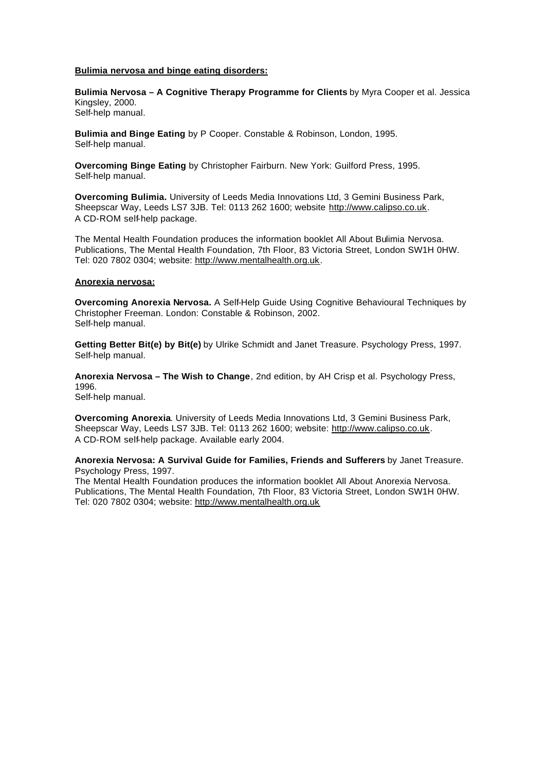**Bulimia nervosa and binge eating disorders:**

**Bulimia Nervosa – A Cognitive Therapy Programme for Clients** by Myra Cooper et al. Jessica Kingsley, 2000.
Self-help manual.

**Bulimia and Binge Eating** by P Cooper. Constable & Robinson, London, 1995.
Self-help manual.

**Overcoming Binge Eating** by Christopher Fairburn. New York: Guilford Press, 1995.
Self-help manual.

**Overcoming Bulimia.** University of Leeds Media Innovations Ltd, 3 Gemini Business Park, Sheepscar Way, Leeds LS7 3JB. Tel: 0113 262 1600; website http://www.calipso.co.uk.
A CD-ROM self-help package.

The Mental Health Foundation produces the information booklet All About Bulimia Nervosa. Publications, The Mental Health Foundation, 7th Floor, 83 Victoria Street, London SW1H 0HW. Tel: 020 7802 0304; website: http://www.mentalhealth.org.uk.

**Anorexia nervosa:**

**Overcoming Anorexia Nervosa.** A Self-Help Guide Using Cognitive Behavioural Techniques by Christopher Freeman. London: Constable & Robinson, 2002.
Self-help manual.

**Getting Better Bit(e) by Bit(e)** by Ulrike Schmidt and Janet Treasure. Psychology Press, 1997.
Self-help manual.

**Anorexia Nervosa – The Wish to Change**, 2nd edition, by AH Crisp et al. Psychology Press, 1996.
Self-help manual.

**Overcoming Anorexia**. University of Leeds Media Innovations Ltd, 3 Gemini Business Park, Sheepscar Way, Leeds LS7 3JB. Tel: 0113 262 1600; website: http://www.calipso.co.uk.
A CD-ROM self-help package. Available early 2004.

**Anorexia Nervosa: A Survival Guide for Families, Friends and Sufferers** by Janet Treasure. Psychology Press, 1997.
The Mental Health Foundation produces the information booklet All About Anorexia Nervosa. Publications, The Mental Health Foundation, 7th Floor, 83 Victoria Street, London SW1H 0HW. Tel: 020 7802 0304; website: http://www.mentalhealth.org.uk